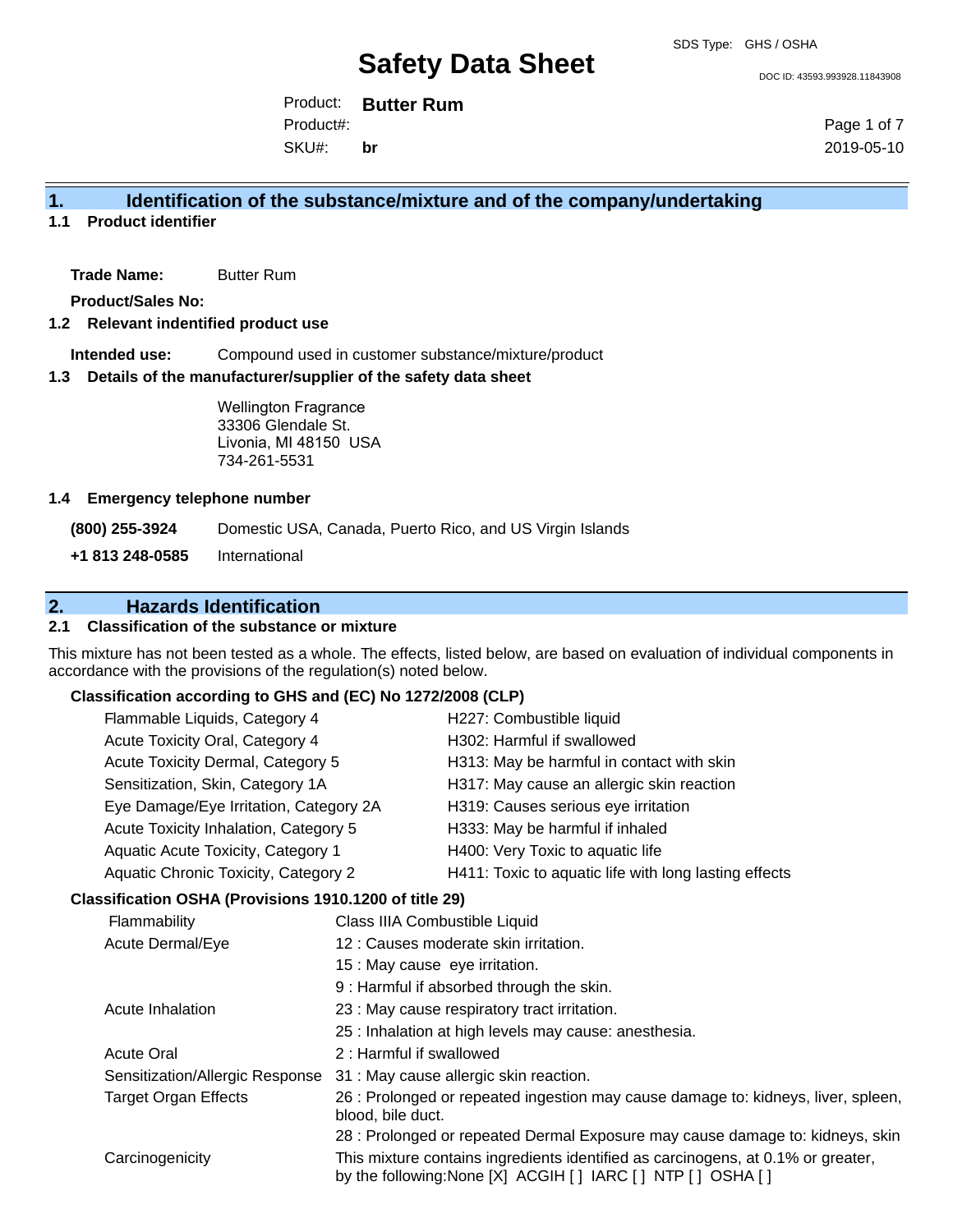SDS Type: GHS / OSHA

# Safety Data Sheet

DOC ID: 43593.993928.11843908

Product: **Butter Rum**
Product#:
SKU#: **br**

2019-05-10

## 1. Identification of the substance/mixture and of the company/undertaking

### 1.1 Product identifier

**Trade Name:** Butter Rum

**Product/Sales No:**

### 1.2 Relevant indentified product use

**Intended use:** Compound used in customer substance/mixture/product

### 1.3 Details of the manufacturer/supplier of the safety data sheet

Wellington Fragrance
33306 Glendale St.
Livonia, MI 48150 USA
734-261-5531

### 1.4 Emergency telephone number

**(800) 255-3924** Domestic USA, Canada, Puerto Rico, and US Virgin Islands

**+1 813 248-0585** International

## 2. Hazards Identification

### 2.1 Classification of the substance or mixture

This mixture has not been tested as a whole. The effects, listed below, are based on evaluation of individual components in accordance with the provisions of the regulation(s) noted below.

**Classification according to GHS and (EC) No 1272/2008 (CLP)**

| | |
|---|---|
| Flammable Liquids, Category 4 | H227: Combustible liquid |
| Acute Toxicity Oral, Category 4 | H302: Harmful if swallowed |
| Acute Toxicity Dermal, Category 5 | H313: May be harmful in contact with skin |
| Sensitization, Skin, Category 1A | H317: May cause an allergic skin reaction |
| Eye Damage/Eye Irritation, Category 2A | H319: Causes serious eye irritation |
| Acute Toxicity Inhalation, Category 5 | H333: May be harmful if inhaled |
| Aquatic Acute Toxicity, Category 1 | H400: Very Toxic to aquatic life |
| Aquatic Chronic Toxicity, Category 2 | H411: Toxic to aquatic life with long lasting effects |

**Classification OSHA (Provisions 1910.1200 of title 29)**

| | |
|---|---|
| Flammability | Class IIIA Combustible Liquid |
| Acute Dermal/Eye | 12 : Causes moderate skin irritation. |
| | 15 : May cause eye irritation. |
| | 9 : Harmful if absorbed through the skin. |
| Acute Inhalation | 23 : May cause respiratory tract irritation. |
| | 25 : Inhalation at high levels may cause: anesthesia. |
| Acute Oral | 2 : Harmful if swallowed |
| Sensitization/Allergic Response | 31 : May cause allergic skin reaction. |
| Target Organ Effects | 26 : Prolonged or repeated ingestion may cause damage to: kidneys, liver, spleen, blood, bile duct. |
| | 28 : Prolonged or repeated Dermal Exposure may cause damage to: kidneys, skin |
| Carcinogenicity | This mixture contains ingredients identified as carcinogens, at 0.1% or greater, by the following:None [X] ACGIH [ ] IARC [ ] NTP [ ] OSHA [ ] |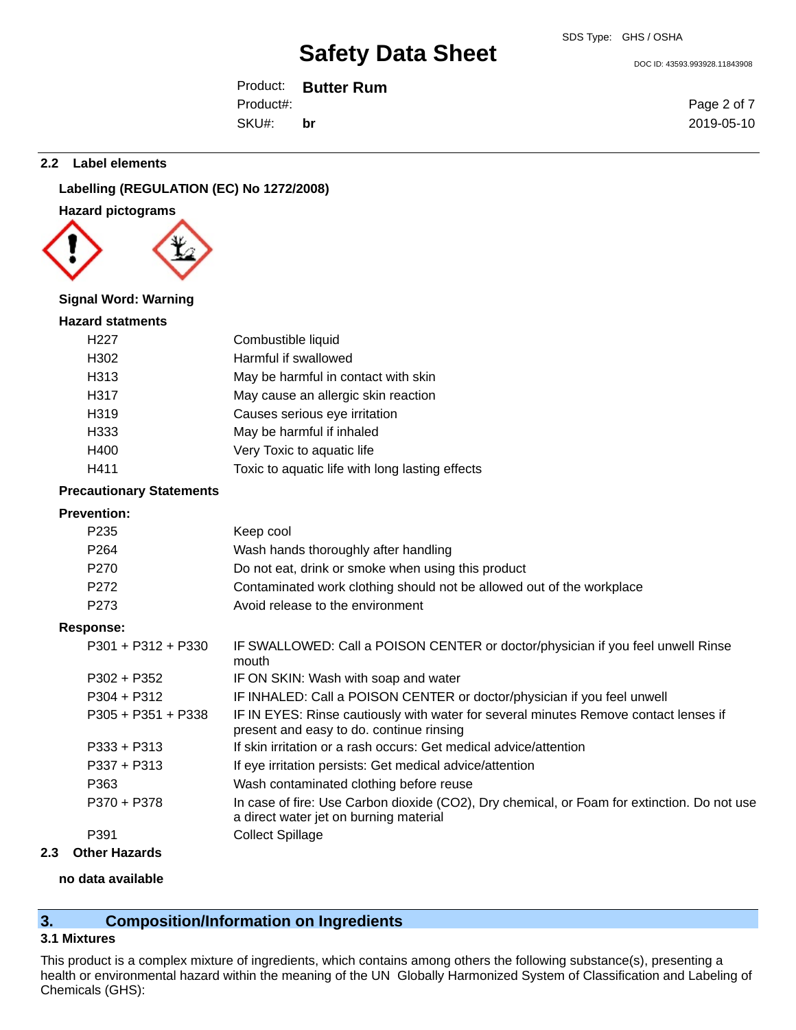## 2.2 Label elements

**Labelling (REGULATION (EC) No 1272/2008)**

**Hazard pictograms**

**Signal Word: Warning**

**Hazard statments**

| | |
|---|---|
| H227 | Combustible liquid |
| H302 | Harmful if swallowed |
| H313 | May be harmful in contact with skin |
| H317 | May cause an allergic skin reaction |
| H319 | Causes serious eye irritation |
| H333 | May be harmful if inhaled |
| H400 | Very Toxic to aquatic life |
| H411 | Toxic to aquatic life with long lasting effects |

**Precautionary Statements**

**Prevention:**

| | |
|---|---|
| P235 | Keep cool |
| P264 | Wash hands thoroughly after handling |
| P270 | Do not eat, drink or smoke when using this product |
| P272 | Contaminated work clothing should not be allowed out of the workplace |
| P273 | Avoid release to the environment |

**Response:**

| | |
|---|---|
| P301 + P312 + P330 | IF SWALLOWED: Call a POISON CENTER or doctor/physician if you feel unwell Rinse mouth |
| P302 + P352 | IF ON SKIN: Wash with soap and water |
| P304 + P312 | IF INHALED: Call a POISON CENTER or doctor/physician if you feel unwell |
| P305 + P351 + P338 | IF IN EYES: Rinse cautiously with water for several minutes Remove contact lenses if present and easy to do. continue rinsing |
| P333 + P313 | If skin irritation or a rash occurs: Get medical advice/attention |
| P337 + P313 | If eye irritation persists: Get medical advice/attention |
| P363 | Wash contaminated clothing before reuse |
| P370 + P378 | In case of fire: Use Carbon dioxide ($CO_2$), Dry chemical, or Foam for extinction. Do not use a direct water jet on burning material |
| P391 | Collect Spillage |

## 2.3 Other Hazards

**no data available**

# 3. Composition/Information on Ingredients

## 3.1 Mixtures

This product is a complex mixture of ingredients, which contains among others the following substance(s), presenting a health or environmental hazard within the meaning of the UN Globally Harmonized System of Classification and Labeling of Chemicals (GHS):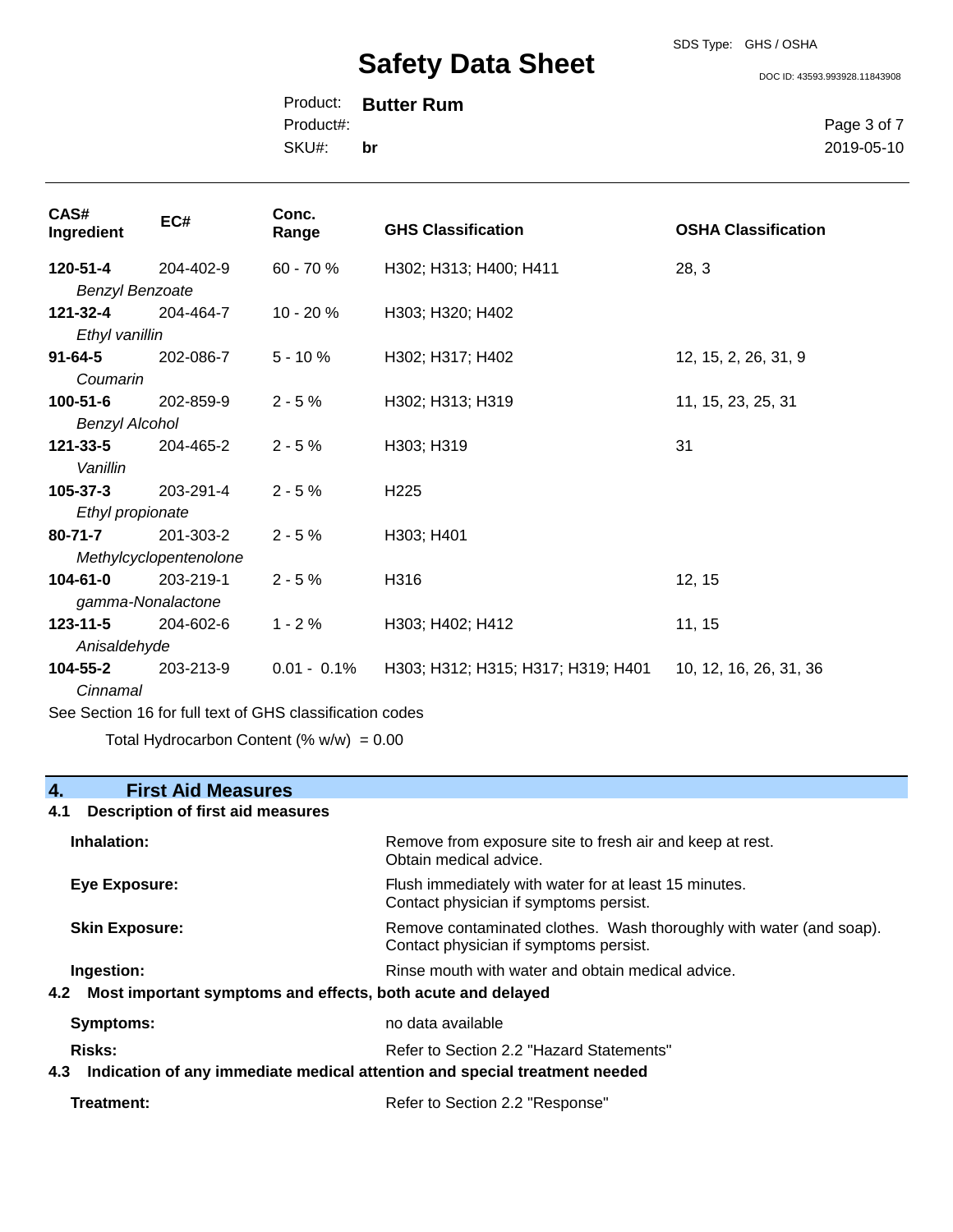| CAS# Ingredient | EC# | Conc. Range | GHS Classification | OSHA Classification |
|---|---|---|---|---|
| **120-51-4** *Benzyl Benzoate* | 204-402-9 | 60 - 70 % | H302; H313; H400; H411 | 28, 3 |
| **121-32-4** *Ethyl vanillin* | 204-464-7 | 10 - 20 % | H303; H320; H402 | |
| **91-64-5** *Coumarin* | 202-086-7 | 5 - 10 % | H302; H317; H402 | 12, 15, 2, 26, 31, 9 |
| **100-51-6** *Benzyl Alcohol* | 202-859-9 | 2 - 5 % | H302; H313; H319 | 11, 15, 23, 25, 31 |
| **121-33-5** *Vanillin* | 204-465-2 | 2 - 5 % | H303; H319 | 31 |
| **105-37-3** *Ethyl propionate* | 203-291-4 | 2 - 5 % | H225 | |
| **80-71-7** *Methylcyclopentenolone* | 201-303-2 | 2 - 5 % | H303; H401 | |
| **104-61-0** *gamma-Nonalactone* | 203-219-1 | 2 - 5 % | H316 | 12, 15 |
| **123-11-5** *Anisaldehyde* | 204-602-6 | 1 - 2 % | H303; H402; H412 | 11, 15 |
| **104-55-2** *Cinnamal* | 203-213-9 | 0.01 - 0.1% | H303; H312; H315; H317; H319; H401 | 10, 12, 16, 26, 31, 36 |

See Section 16 for full text of GHS classification codes

Total Hydrocarbon Content (% w/w) = 0.00

## 4. First Aid Measures

### 4.1 Description of first aid measures

**Inhalation:** Remove from exposure site to fresh air and keep at rest. Obtain medical advice.

**Eye Exposure:** Flush immediately with water for at least 15 minutes. Contact physician if symptoms persist.

**Skin Exposure:** Remove contaminated clothes. Wash thoroughly with water (and soap). Contact physician if symptoms persist.

**Ingestion:** Rinse mouth with water and obtain medical advice.

### 4.2 Most important symptoms and effects, both acute and delayed

**Symptoms:** no data available

**Risks:** Refer to Section 2.2 "Hazard Statements"

### 4.3 Indication of any immediate medical attention and special treatment needed

**Treatment:** Refer to Section 2.2 "Response"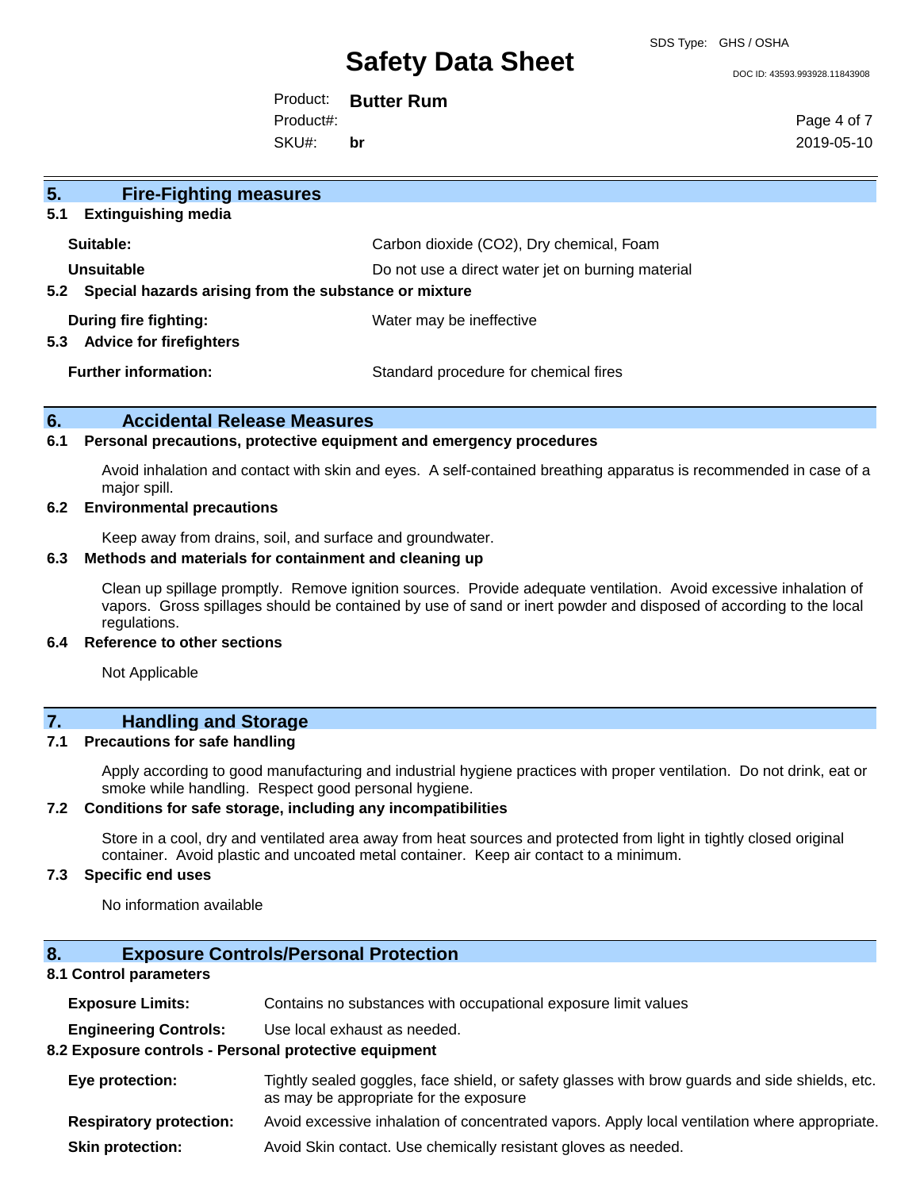## 5. Fire-Fighting measures

### 5.1 Extinguishing media

**Suitable:** Carbon dioxide ($CO_2$), Dry chemical, Foam

**Unsuitable** Do not use a direct water jet on burning material

### 5.2 Special hazards arising from the substance or mixture

**During fire fighting:** Water may be ineffective

### 5.3 Advice for firefighters

**Further information:** Standard procedure for chemical fires

## 6. Accidental Release Measures

### 6.1 Personal precautions, protective equipment and emergency procedures

Avoid inhalation and contact with skin and eyes. A self-contained breathing apparatus is recommended in case of a major spill.

### 6.2 Environmental precautions

Keep away from drains, soil, and surface and groundwater.

### 6.3 Methods and materials for containment and cleaning up

Clean up spillage promptly. Remove ignition sources. Provide adequate ventilation. Avoid excessive inhalation of vapors. Gross spillages should be contained by use of sand or inert powder and disposed of according to the local regulations.

### 6.4 Reference to other sections

Not Applicable

## 7. Handling and Storage

### 7.1 Precautions for safe handling

Apply according to good manufacturing and industrial hygiene practices with proper ventilation. Do not drink, eat or smoke while handling. Respect good personal hygiene.

### 7.2 Conditions for safe storage, including any incompatibilities

Store in a cool, dry and ventilated area away from heat sources and protected from light in tightly closed original container. Avoid plastic and uncoated metal container. Keep air contact to a minimum.

### 7.3 Specific end uses

No information available

## 8. Exposure Controls/Personal Protection

### 8.1 Control parameters

**Exposure Limits:** Contains no substances with occupational exposure limit values

**Engineering Controls:** Use local exhaust as needed.

### 8.2 Exposure controls - Personal protective equipment

**Eye protection:** Tightly sealed goggles, face shield, or safety glasses with brow guards and side shields, etc. as may be appropriate for the exposure

**Respiratory protection:** Avoid excessive inhalation of concentrated vapors. Apply local ventilation where appropriate.

**Skin protection:** Avoid Skin contact. Use chemically resistant gloves as needed.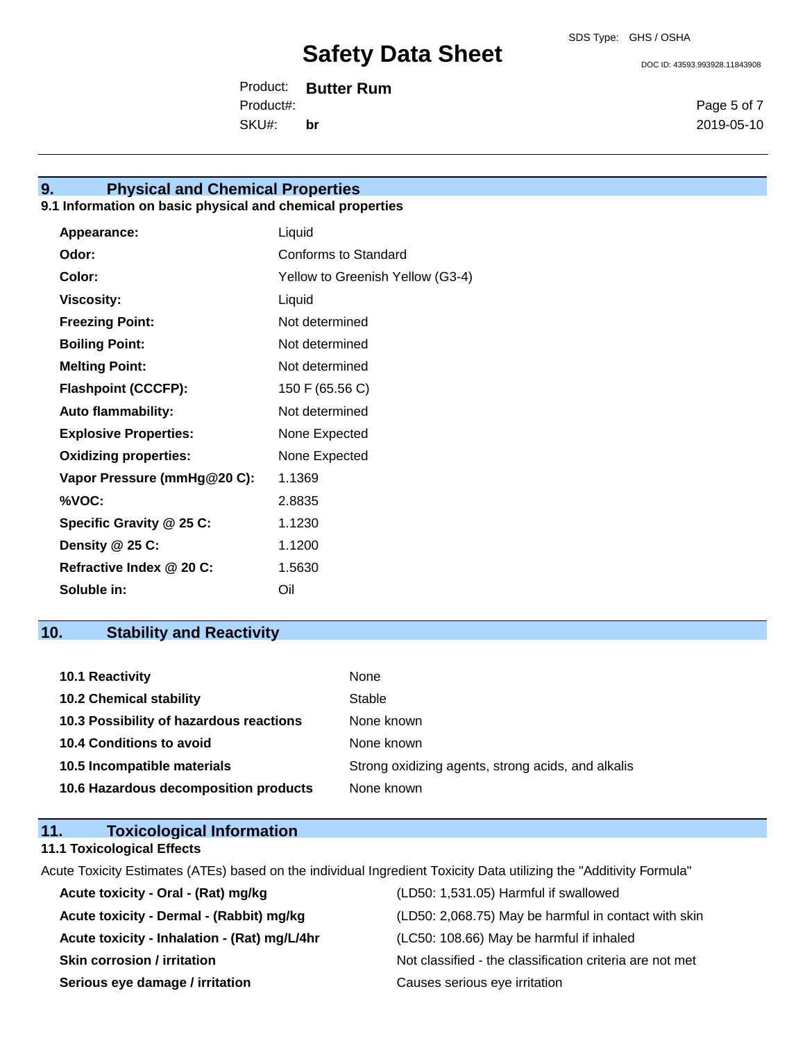## 9. Physical and Chemical Properties

### 9.1 Information on basic physical and chemical properties

| | |
|---|---|
| **Appearance:** | Liquid |
| **Odor:** | Conforms to Standard |
| **Color:** | Yellow to Greenish Yellow (G3-4) |
| **Viscosity:** | Liquid |
| **Freezing Point:** | Not determined |
| **Boiling Point:** | Not determined |
| **Melting Point:** | Not determined |
| **Flashpoint (CCCFP):** | 150 F (65.56 C) |
| **Auto flammability:** | Not determined |
| **Explosive Properties:** | None Expected |
| **Oxidizing properties:** | None Expected |
| **Vapor Pressure (mmHg@20 C):** | 1.1369 |
| **%VOC:** | 2.8835 |
| **Specific Gravity @ 25 C:** | 1.1230 |
| **Density @ 25 C:** | 1.1200 |
| **Refractive Index @ 20 C:** | 1.5630 |
| **Soluble in:** | Oil |

## 10. Stability and Reactivity

| | |
|---|---|
| **10.1 Reactivity** | None |
| **10.2 Chemical stability** | Stable |
| **10.3 Possibility of hazardous reactions** | None known |
| **10.4 Conditions to avoid** | None known |
| **10.5 Incompatible materials** | Strong oxidizing agents, strong acids, and alkalis |
| **10.6 Hazardous decomposition products** | None known |

## 11. Toxicological Information

### 11.1 Toxicological Effects

Acute Toxicity Estimates (ATEs) based on the individual Ingredient Toxicity Data utilizing the "Additivity Formula"

| | |
|---|---|
| **Acute toxicity - Oral - (Rat) mg/kg** | (LD50: 1,531.05) Harmful if swallowed |
| **Acute toxicity - Dermal - (Rabbit) mg/kg** | (LD50: 2,068.75) May be harmful in contact with skin |
| **Acute toxicity - Inhalation - (Rat) mg/L/4hr** | (LC50: 108.66) May be harmful if inhaled |
| **Skin corrosion / irritation** | Not classified - the classification criteria are not met |
| **Serious eye damage / irritation** | Causes serious eye irritation |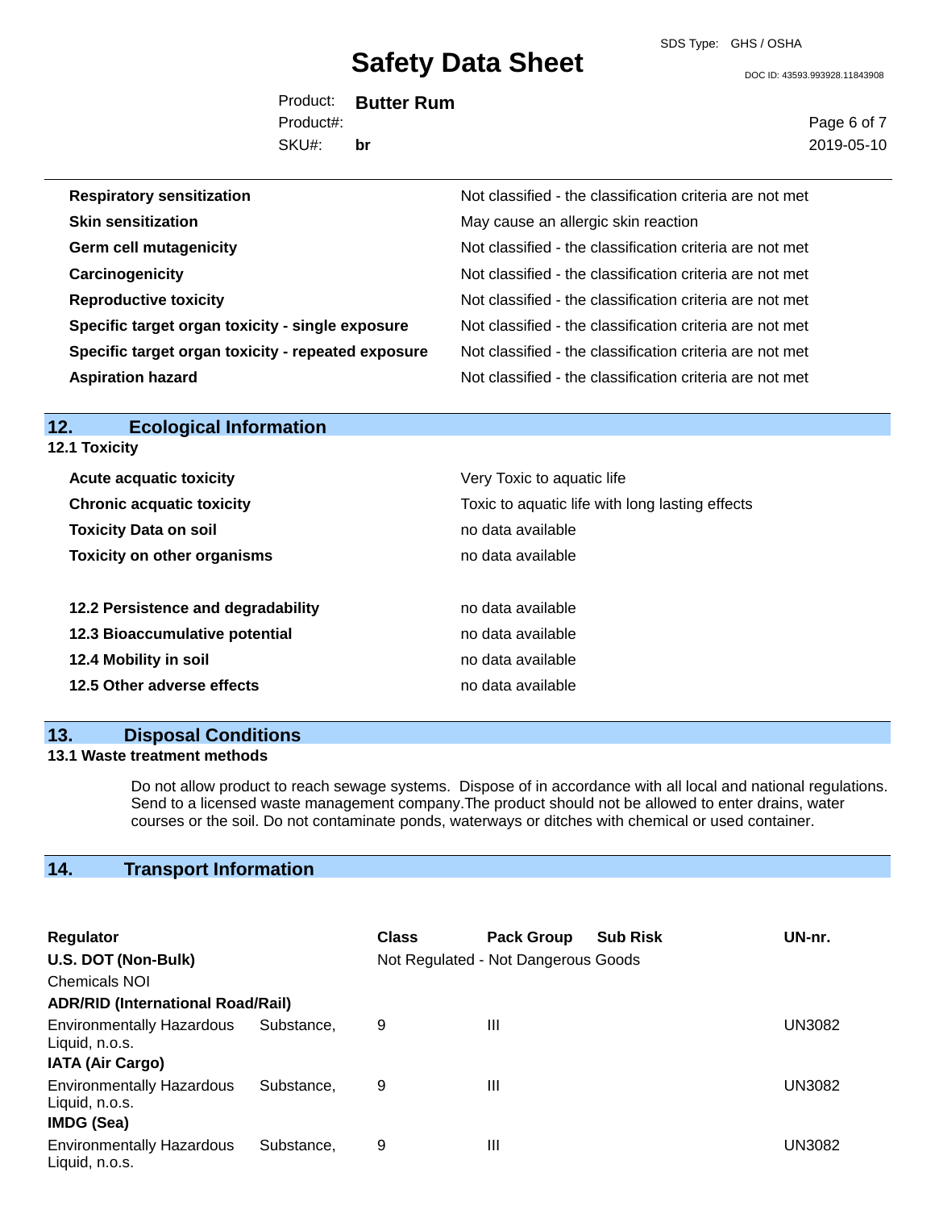| | |
|---|---|
| **Respiratory sensitization** | Not classified - the classification criteria are not met |
| **Skin sensitization** | May cause an allergic skin reaction |
| **Germ cell mutagenicity** | Not classified - the classification criteria are not met |
| **Carcinogenicity** | Not classified - the classification criteria are not met |
| **Reproductive toxicity** | Not classified - the classification criteria are not met |
| **Specific target organ toxicity - single exposure** | Not classified - the classification criteria are not met |
| **Specific target organ toxicity - repeated exposure** | Not classified - the classification criteria are not met |
| **Aspiration hazard** | Not classified - the classification criteria are not met |

## 12. Ecological Information

### 12.1 Toxicity

| | |
|---|---|
| **Acute acquatic toxicity** | Very Toxic to aquatic life |
| **Chronic acquatic toxicity** | Toxic to aquatic life with long lasting effects |
| **Toxicity Data on soil** | no data available |
| **Toxicity on other organisms** | no data available |

| | |
|---|---|
| **12.2 Persistence and degradability** | no data available |
| **12.3 Bioaccumulative potential** | no data available |
| **12.4 Mobility in soil** | no data available |
| **12.5 Other adverse effects** | no data available |

## 13. Disposal Conditions

### 13.1 Waste treatment methods

Do not allow product to reach sewage systems. Dispose of in accordance with all local and national regulations. Send to a licensed waste management company.The product should not be allowed to enter drains, water courses or the soil. Do not contaminate ponds, waterways or ditches with chemical or used container.

## 14. Transport Information

| Regulator | Class | Pack Group | Sub Risk | UN-nr. |
|---|---|---|---|---|
| **U.S. DOT (Non-Bulk)** | Not Regulated - Not Dangerous Goods | | | |
| Chemicals NOI | | | | |
| **ADR/RID (International Road/Rail)** | | | | |
| Environmentally Hazardous Substance, Liquid, n.o.s. | 9 | III | | UN3082 |
| **IATA (Air Cargo)** | | | | |
| Environmentally Hazardous Substance, Liquid, n.o.s. | 9 | III | | UN3082 |
| **IMDG (Sea)** | | | | |
| Environmentally Hazardous Substance, Liquid, n.o.s. | 9 | III | | UN3082 |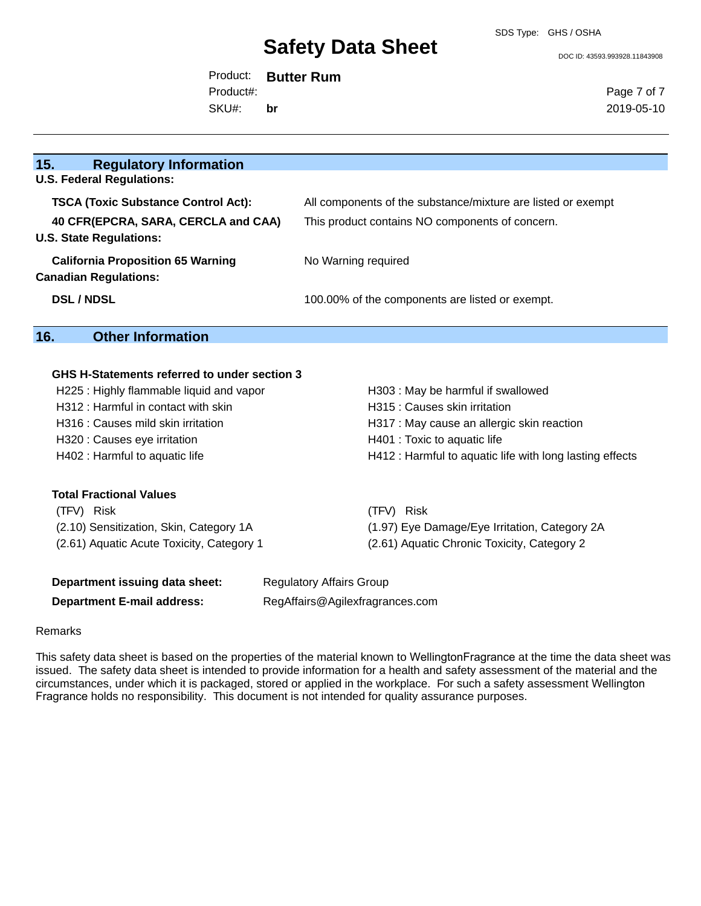## 15. Regulatory Information

**U.S. Federal Regulations:**

| | |
|---|---|
| **TSCA (Toxic Substance Control Act):** | All components of the substance/mixture are listed or exempt |
| **40 CFR(EPCRA, SARA, CERCLA and CAA)** | This product contains NO components of concern. |

**U.S. State Regulations:**

| | |
|---|---|
| **California Proposition 65 Warning** | No Warning required |

**Canadian Regulations:**

| | |
|---|---|
| **DSL / NDSL** | 100.00% of the components are listed or exempt. |

## 16. Other Information

**GHS H-Statements referred to under section 3**

- H225 : Highly flammable liquid and vapor
- H312 : Harmful in contact with skin
- H316 : Causes mild skin irritation
- H320 : Causes eye irritation
- H402 : Harmful to aquatic life
- H303 : May be harmful if swallowed
- H315 : Causes skin irritation
- H317 : May cause an allergic skin reaction
- H401 : Toxic to aquatic life
- H412 : Harmful to aquatic life with long lasting effects

**Total Fractional Values**

| (TFV) | Risk |
|---|---|
| (2.10) | Sensitization, Skin, Category 1A |
| (2.61) | Aquatic Acute Toxicity, Category 1 |
| (1.97) | Eye Damage/Eye Irritation, Category 2A |
| (2.61) | Aquatic Chronic Toxicity, Category 2 |

| | |
|---|---|
| **Department issuing data sheet:** | Regulatory Affairs Group |
| **Department E-mail address:** | RegAffairs@Agilexfragrances.com |

Remarks

This safety data sheet is based on the properties of the material known to WellingtonFragrance at the time the data sheet was issued. The safety data sheet is intended to provide information for a health and safety assessment of the material and the circumstances, under which it is packaged, stored or applied in the workplace. For such a safety assessment Wellington Fragrance holds no responsibility. This document is not intended for quality assurance purposes.